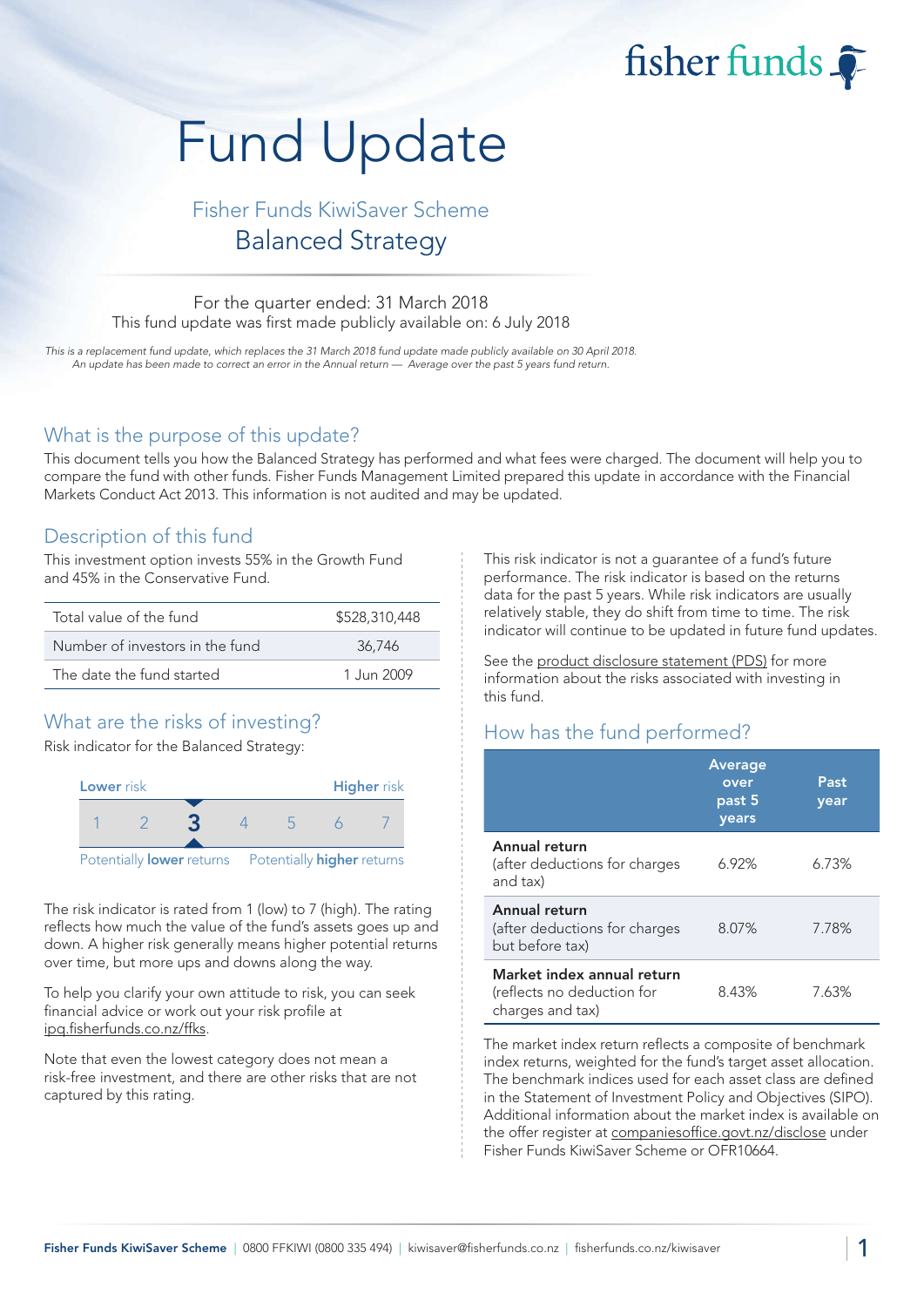fisher funds

# Fund Update

## Fisher Funds KiwiSaver Scheme

## Balanced Strategy

For the quarter ended: 31 March 2018

This fund update was first made publicly available on: 6 July 2018

*This is a replacement fund update, which replaces the 31 March 2018 fund update made publicly available on 30 April 2018. An update has been made to correct an error in the Annual return — Average over the past 5 years fund return.*

## What is the purpose of this update?

This document tells you how the Balanced Strategy has performed and what fees were charged. The document will help you to compare the fund with other funds. Fisher Funds Management Limited prepared this update in accordance with the Financial Markets Conduct Act 2013. This information is not audited and may be updated.

## Description of this fund

This investment option invests 55% in the Growth Fund and 45% in the Conservative Fund.

| | |
|---|---|
| Total value of the fund | $528,310,448 |
| Number of investors in the fund | 36,746 |
| The date the fund started | 1 Jun 2009 |

## What are the risks of investing?

Risk indicator for the Balanced Strategy:

| Lower risk | | | | | | Higher risk |
|---|---|---|---|---|---|---|
| 1 | 2 | **3** | 4 | 5 | 6 | 7 |
| Potentially **lower** returns | | | | | | Potentially **higher** returns |

The risk indicator is rated from 1 (low) to 7 (high). The rating reflects how much the value of the fund's assets goes up and down. A higher risk generally means higher potential returns over time, but more ups and downs along the way.

To help you clarify your own attitude to risk, you can seek financial advice or work out your risk profile at ipq.fisherfunds.co.nz/ffks.

Note that even the lowest category does not mean a risk-free investment, and there are other risks that are not captured by this rating.

This risk indicator is not a guarantee of a fund's future performance. The risk indicator is based on the returns data for the past 5 years. While risk indicators are usually relatively stable, they do shift from time to time. The risk indicator will continue to be updated in future fund updates.

See the product disclosure statement (PDS) for more information about the risks associated with investing in this fund.

## How has the fund performed?

| | Average over past 5 years | Past year |
|---|---|---|
| **Annual return** (after deductions for charges and tax) | 6.92% | 6.73% |
| **Annual return** (after deductions for charges but before tax) | 8.07% | 7.78% |
| **Market index annual return** (reflects no deduction for charges and tax) | 8.43% | 7.63% |

The market index return reflects a composite of benchmark index returns, weighted for the fund's target asset allocation. The benchmark indices used for each asset class are defined in the Statement of Investment Policy and Objectives (SIPO). Additional information about the market index is available on the offer register at companiesoffice.govt.nz/disclose under Fisher Funds KiwiSaver Scheme or OFR10664.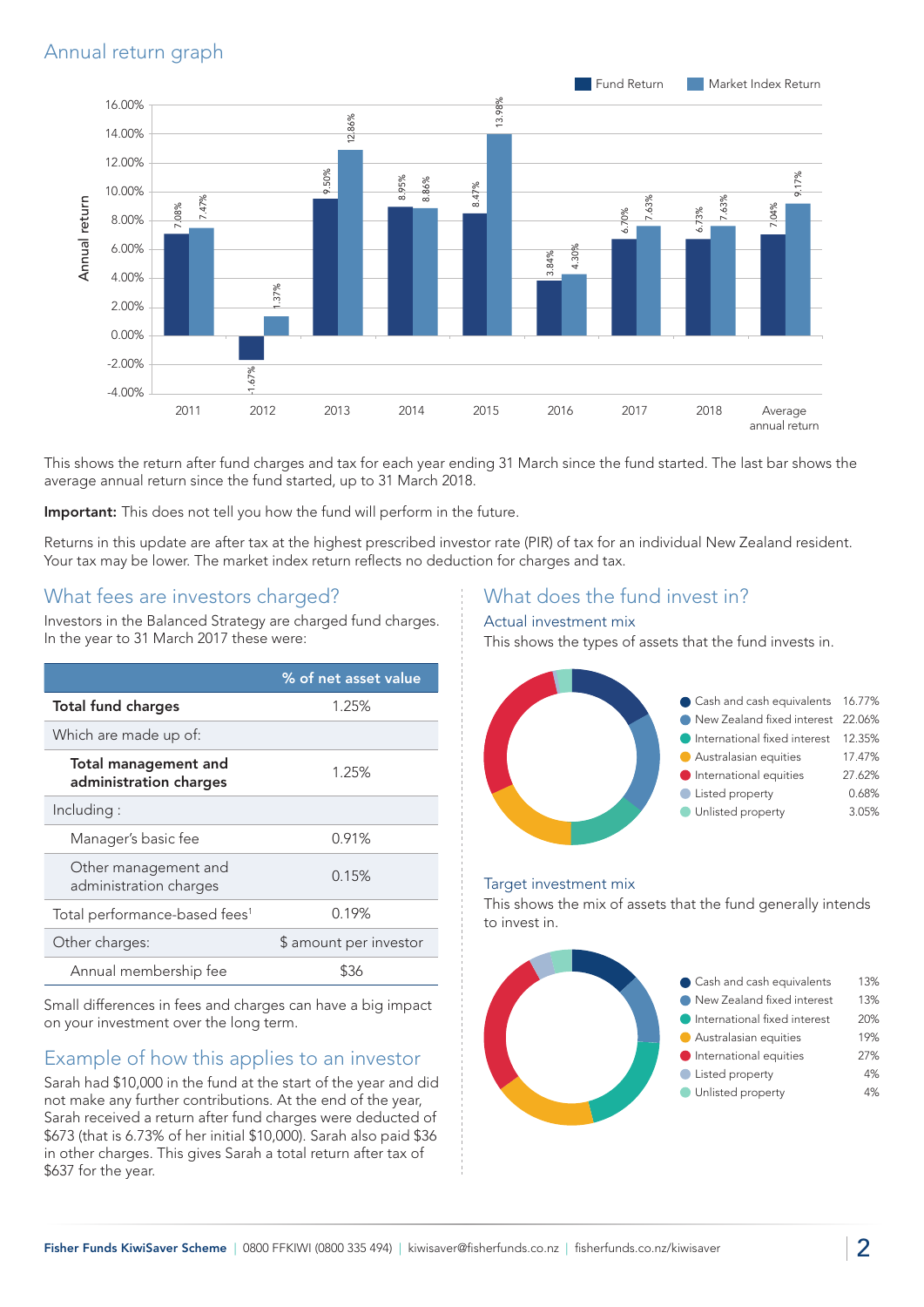## Annual return graph

| Year | Fund Return | Market Index Return |
|---|---|---|
| 2011 | 7.08% | 7.47% |
| 2012 | -1.67% | 1.37% |
| 2013 | 9.50% | 12.86% |
| 2014 | 8.95% | 8.86% |
| 2015 | 8.47% | 13.98% |
| 2016 | 3.84% | 4.30% |
| 2017 | 6.70% | 7.63% |
| 2018 | 6.73% | 7.63% |
| Average annual return | 7.04% | 9.17% |

This shows the return after fund charges and tax for each year ending 31 March since the fund started. The last bar shows the average annual return since the fund started, up to 31 March 2018.

**Important:** This does not tell you how the fund will perform in the future.

Returns in this update are after tax at the highest prescribed investor rate (PIR) of tax for an individual New Zealand resident. Your tax may be lower. The market index return reflects no deduction for charges and tax.

## What fees are investors charged?

Investors in the Balanced Strategy are charged fund charges. In the year to 31 March 2017 these were:

| | % of net asset value |
|---|---|
| **Total fund charges** | 1.25% |
| Which are made up of: | |
| **Total management and administration charges** | 1.25% |
| Including : | |
| Manager's basic fee | 0.91% |
| Other management and administration charges | 0.15% |
| Total performance-based fees[1] | 0.19% |
| Other charges: | $ amount per investor |
| Annual membership fee | $36 |

Small differences in fees and charges can have a big impact on your investment over the long term.

## Example of how this applies to an investor

Sarah had $10,000 in the fund at the start of the year and did not make any further contributions. At the end of the year, Sarah received a return after fund charges were deducted of $673 (that is 6.73% of her initial $10,000). Sarah also paid $36 in other charges. This gives Sarah a total return after tax of $637 for the year.

## What does the fund invest in?

### Actual investment mix

This shows the types of assets that the fund invests in.

| Asset type | % |
|---|---|
| Cash and cash equivalents | 16.77% |
| New Zealand fixed interest | 22.06% |
| International fixed interest | 12.35% |
| Australasian equities | 17.47% |
| International equities | 27.62% |
| Listed property | 0.68% |
| Unlisted property | 3.05% |

### Target investment mix

This shows the mix of assets that the fund generally intends to invest in.

| Asset type | % |
|---|---|
| Cash and cash equivalents | 13% |
| New Zealand fixed interest | 13% |
| International fixed interest | 20% |
| Australasian equities | 19% |
| International equities | 27% |
| Listed property | 4% |
| Unlisted property | 4% |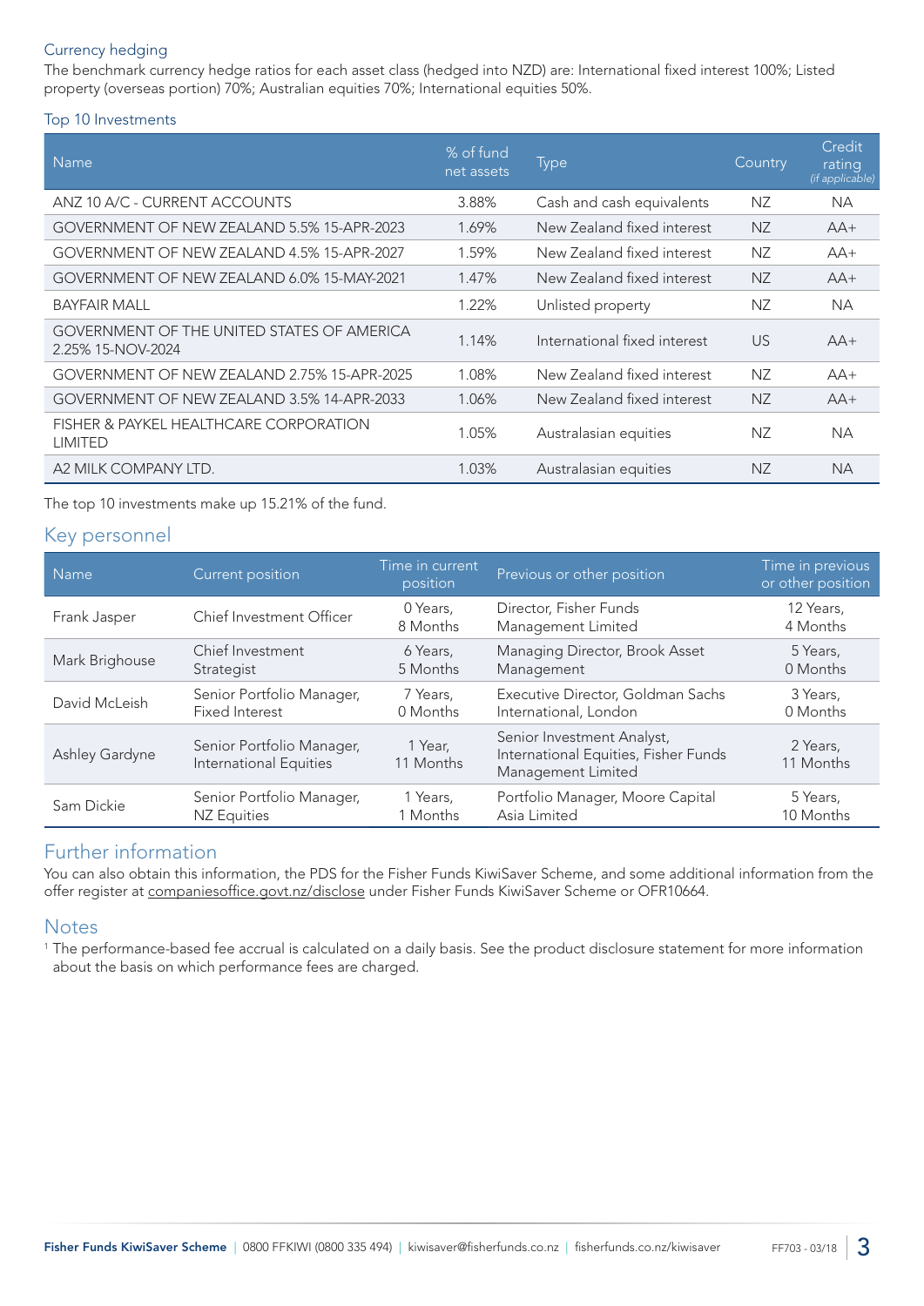### Currency hedging

The benchmark currency hedge ratios for each asset class (hedged into NZD) are: International fixed interest 100%; Listed property (overseas portion) 70%; Australian equities 70%; International equities 50%.

### Top 10 Investments

| Name | % of fund net assets | Type | Country | Credit rating *(if applicable)* |
|---|---|---|---|---|
| ANZ 10 A/C - CURRENT ACCOUNTS | 3.88% | Cash and cash equivalents | NZ | NA |
| GOVERNMENT OF NEW ZEALAND 5.5% 15-APR-2023 | 1.69% | New Zealand fixed interest | NZ | AA+ |
| GOVERNMENT OF NEW ZEALAND 4.5% 15-APR-2027 | 1.59% | New Zealand fixed interest | NZ | AA+ |
| GOVERNMENT OF NEW ZEALAND 6.0% 15-MAY-2021 | 1.47% | New Zealand fixed interest | NZ | AA+ |
| BAYFAIR MALL | 1.22% | Unlisted property | NZ | NA |
| GOVERNMENT OF THE UNITED STATES OF AMERICA 2.25% 15-NOV-2024 | 1.14% | International fixed interest | US | AA+ |
| GOVERNMENT OF NEW ZEALAND 2.75% 15-APR-2025 | 1.08% | New Zealand fixed interest | NZ | AA+ |
| GOVERNMENT OF NEW ZEALAND 3.5% 14-APR-2033 | 1.06% | New Zealand fixed interest | NZ | AA+ |
| FISHER & PAYKEL HEALTHCARE CORPORATION LIMITED | 1.05% | Australasian equities | NZ | NA |
| A2 MILK COMPANY LTD. | 1.03% | Australasian equities | NZ | NA |

The top 10 investments make up 15.21% of the fund.

## Key personnel

| Name | Current position | Time in current position | Previous or other position | Time in previous or other position |
|---|---|---|---|---|
| Frank Jasper | Chief Investment Officer | 0 Years, 8 Months | Director, Fisher Funds Management Limited | 12 Years, 4 Months |
| Mark Brighouse | Chief Investment Strategist | 6 Years, 5 Months | Managing Director, Brook Asset Management | 5 Years, 0 Months |
| David McLeish | Senior Portfolio Manager, Fixed Interest | 7 Years, 0 Months | Executive Director, Goldman Sachs International, London | 3 Years, 0 Months |
| Ashley Gardyne | Senior Portfolio Manager, International Equities | 1 Year, 11 Months | Senior Investment Analyst, International Equities, Fisher Funds Management Limited | 2 Years, 11 Months |
| Sam Dickie | Senior Portfolio Manager, NZ Equities | 1 Years, 1 Months | Portfolio Manager, Moore Capital Asia Limited | 5 Years, 10 Months |

## Further information

You can also obtain this information, the PDS for the Fisher Funds KiwiSaver Scheme, and some additional information from the offer register at companiesoffice.govt.nz/disclose under Fisher Funds KiwiSaver Scheme or OFR10664.

## Notes

[1] The performance-based fee accrual is calculated on a daily basis. See the product disclosure statement for more information about the basis on which performance fees are charged.